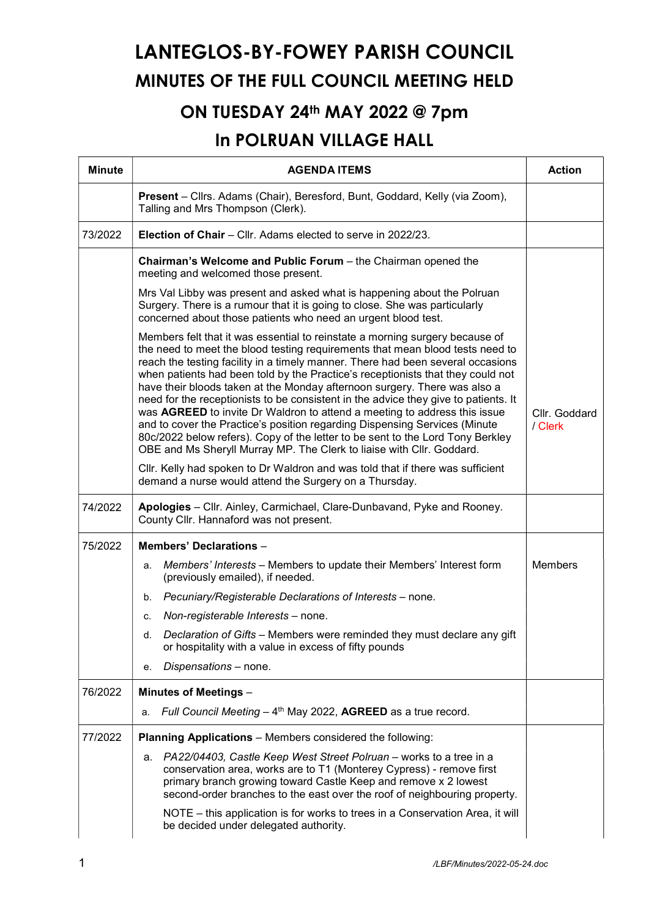# LANTEGLOS-BY-FOWEY PARISH COUNCIL

## MINUTES OF THE FULL COUNCIL MEETING HELD

## ON TUESDAY 24th MAY 2022 @ 7pm

## In POLRUAN VILLAGE HALL

| Minute | AGENDA ITEMS | Action |
|---|---|---|
| | **Present** – Cllrs. Adams (Chair), Beresford, Bunt, Goddard, Kelly (via Zoom), Talling and Mrs Thompson (Clerk). | |
| 73/2022 | **Election of Chair** – Cllr. Adams elected to serve in 2022/23. | |
| | **Chairman's Welcome and Public Forum** – the Chairman opened the meeting and welcomed those present.<br><br>Mrs Val Libby was present and asked what is happening about the Polruan Surgery. There is a rumour that it is going to close. She was particularly concerned about those patients who need an urgent blood test.<br><br>Members felt that it was essential to reinstate a morning surgery because of the need to meet the blood testing requirements that mean blood tests need to reach the testing facility in a timely manner. There had been several occasions when patients had been told by the Practice's receptionists that they could not have their bloods taken at the Monday afternoon surgery. There was also a need for the receptionists to be consistent in the advice they give to patients. It was **AGREED** to invite Dr Waldron to attend a meeting to address this issue and to cover the Practice's position regarding Dispensing Services (Minute 80c/2022 below refers). Copy of the letter to be sent to the Lord Tony Berkley OBE and Ms Sheryll Murray MP. The Clerk to liaise with Cllr. Goddard.<br><br>Cllr. Kelly had spoken to Dr Waldron and was told that if there was sufficient demand a nurse would attend the Surgery on a Thursday. | Cllr. Goddard / Clerk |
| 74/2022 | **Apologies** – Cllr. Ainley, Carmichael, Clare-Dunbavand, Pyke and Rooney. County Cllr. Hannaford was not present. | |
| 75/2022 | **Members' Declarations** –<br><br>a. *Members' Interests* – Members to update their Members' Interest form (previously emailed), if needed.<br>b. *Pecuniary/Registerable Declarations of Interests* – none.<br>c. *Non-registerable Interests* – none.<br>d. *Declaration of Gifts* – Members were reminded they must declare any gift or hospitality with a value in excess of fifty pounds<br>e. *Dispensations* – none. | Members |
| 76/2022 | **Minutes of Meetings** –<br><br>a. *Full Council Meeting* – 4th May 2022, **AGREED** as a true record. | |
| 77/2022 | **Planning Applications** – Members considered the following:<br><br>a. *PA22/04403, Castle Keep West Street Polruan* – works to a tree in a conservation area, works are to T1 (Monterey Cypress) - remove first primary branch growing toward Castle Keep and remove x 2 lowest second-order branches to the east over the roof of neighbouring property.<br><br>NOTE – this application is for works to trees in a Conservation Area, it will be decided under delegated authority. | |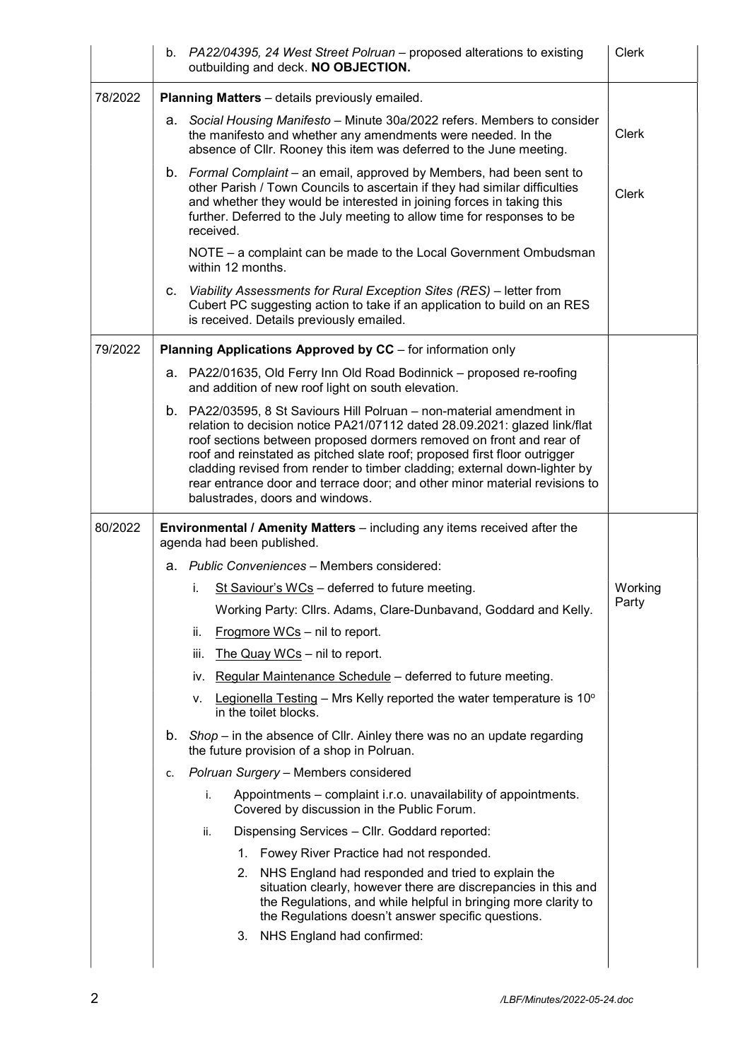| | | |
|---|---|---|
| | b. *PA22/04395, 24 West Street Polruan* – proposed alterations to existing outbuilding and deck. **NO OBJECTION.** | Clerk |
| 78/2022 | **Planning Matters** – details previously emailed. | |
| | a. *Social Housing Manifesto* – Minute 30a/2022 refers. Members to consider the manifesto and whether any amendments were needed. In the absence of Cllr. Rooney this item was deferred to the June meeting. | Clerk |
| | b. *Formal Complaint* – an email, approved by Members, had been sent to other Parish / Town Councils to ascertain if they had similar difficulties and whether they would be interested in joining forces in taking this further. Deferred to the July meeting to allow time for responses to be received.<br><br>NOTE – a complaint can be made to the Local Government Ombudsman within 12 months. | Clerk |
| | c. *Viability Assessments for Rural Exception Sites (RES)* – letter from Cubert PC suggesting action to take if an application to build on an RES is received. Details previously emailed. | |
| 79/2022 | **Planning Applications Approved by CC** – for information only | |
| | a. PA22/01635, Old Ferry Inn Old Road Bodinnick – proposed re-roofing and addition of new roof light on south elevation. | |
| | b. PA22/03595, 8 St Saviours Hill Polruan – non-material amendment in relation to decision notice PA21/07112 dated 28.09.2021: glazed link/flat roof sections between proposed dormers removed on front and rear of roof and reinstated as pitched slate roof; proposed first floor outrigger cladding revised from render to timber cladding; external down-lighter by rear entrance door and terrace door; and other minor material revisions to balustrades, doors and windows. | |
| 80/2022 | **Environmental / Amenity Matters** – including any items received after the agenda had been published. | |
| | a. *Public Conveniences* – Members considered:<br>i. St Saviour's WCs – deferred to future meeting.<br>Working Party: Cllrs. Adams, Clare-Dunbavand, Goddard and Kelly.<br>ii. Frogmore WCs – nil to report.<br>iii. The Quay WCs – nil to report.<br>iv. Regular Maintenance Schedule – deferred to future meeting.<br>v. Legionella Testing – Mrs Kelly reported the water temperature is 10° in the toilet blocks. | Working Party |
| | b. *Shop* – in the absence of Cllr. Ainley there was no an update regarding the future provision of a shop in Polruan. | |
| | c. *Polruan Surgery* – Members considered<br>i. Appointments – complaint i.r.o. unavailability of appointments. Covered by discussion in the Public Forum.<br>ii. Dispensing Services – Cllr. Goddard reported:<br>1. Fowey River Practice had not responded.<br>2. NHS England had responded and tried to explain the situation clearly, however there are discrepancies in this and the Regulations, and while helpful in bringing more clarity to the Regulations doesn't answer specific questions.<br>3. NHS England had confirmed: | |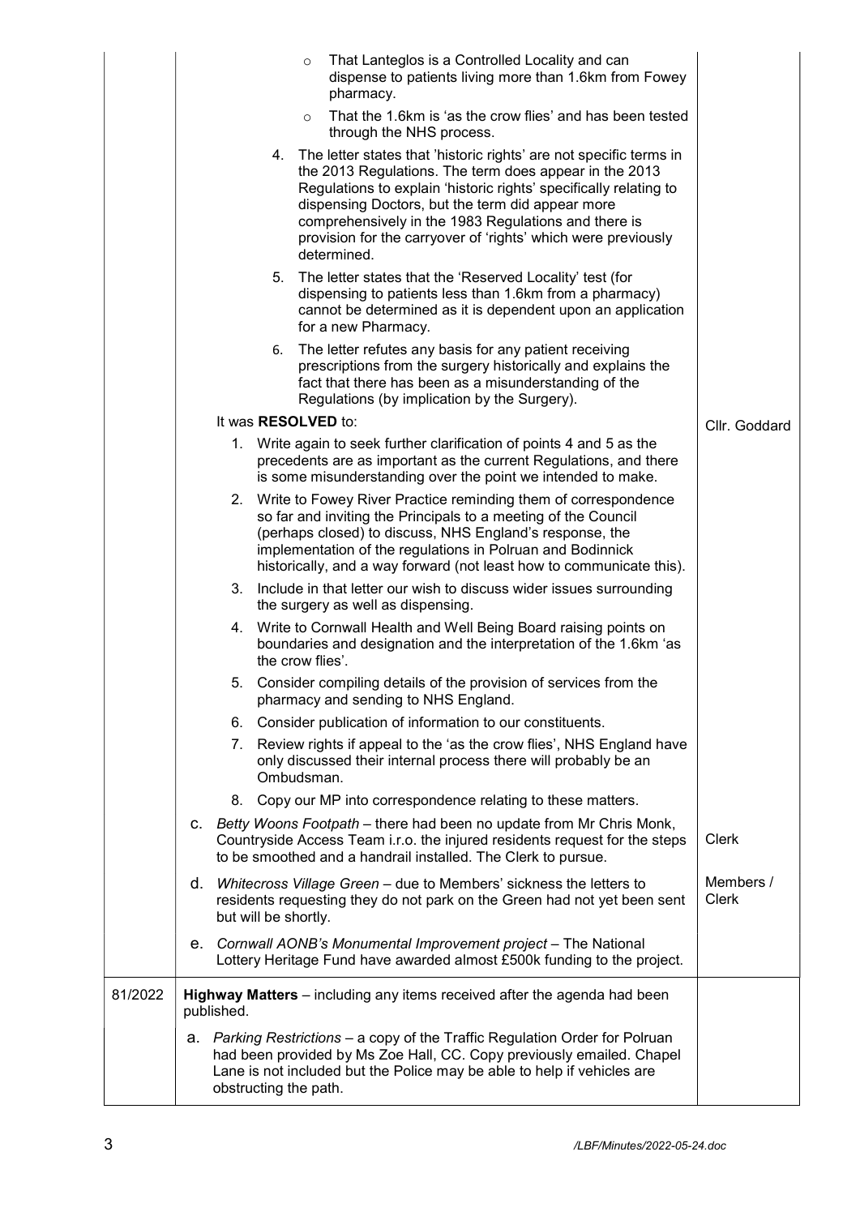| | | |
|---|---|---|
| | ◦ That Lanteglos is a Controlled Locality and can dispense to patients living more than 1.6km from Fowey pharmacy.<br>◦ That the 1.6km is 'as the crow flies' and has been tested through the NHS process.<br>4. The letter states that 'historic rights' are not specific terms in the 2013 Regulations. The term does appear in the 2013 Regulations to explain 'historic rights' specifically relating to dispensing Doctors, but the term did appear more comprehensively in the 1983 Regulations and there is provision for the carryover of 'rights' which were previously determined.<br>5. The letter states that the 'Reserved Locality' test (for dispensing to patients less than 1.6km from a pharmacy) cannot be determined as it is dependent upon an application for a new Pharmacy.<br>6. The letter refutes any basis for any patient receiving prescriptions from the surgery historically and explains the fact that there has been as a misunderstanding of the Regulations (by implication by the Surgery). | |
| | It was **RESOLVED** to:<br>1. Write again to seek further clarification of points 4 and 5 as the precedents are as important as the current Regulations, and there is some misunderstanding over the point we intended to make.<br>2. Write to Fowey River Practice reminding them of correspondence so far and inviting the Principals to a meeting of the Council (perhaps closed) to discuss, NHS England's response, the implementation of the regulations in Polruan and Bodinnick historically, and a way forward (not least how to communicate this).<br>3. Include in that letter our wish to discuss wider issues surrounding the surgery as well as dispensing.<br>4. Write to Cornwall Health and Well Being Board raising points on boundaries and designation and the interpretation of the 1.6km 'as the crow flies'.<br>5. Consider compiling details of the provision of services from the pharmacy and sending to NHS England.<br>6. Consider publication of information to our constituents.<br>7. Review rights if appeal to the 'as the crow flies', NHS England have only discussed their internal process there will probably be an Ombudsman.<br>8. Copy our MP into correspondence relating to these matters. | Cllr. Goddard |
| | c. *Betty Woons Footpath* – there had been no update from Mr Chris Monk, Countryside Access Team i.r.o. the injured residents request for the steps to be smoothed and a handrail installed. The Clerk to pursue. | Clerk |
| | d. *Whitecross Village Green* – due to Members' sickness the letters to residents requesting they do not park on the Green had not yet been sent but will be shortly. | Members / Clerk |
| | e. *Cornwall AONB's Monumental Improvement project* – The National Lottery Heritage Fund have awarded almost £500k funding to the project. | |
| 81/2022 | **Highway Matters** – including any items received after the agenda had been published. | |
| | a. *Parking Restrictions* – a copy of the Traffic Regulation Order for Polruan had been provided by Ms Zoe Hall, CC. Copy previously emailed. Chapel Lane is not included but the Police may be able to help if vehicles are obstructing the path. | |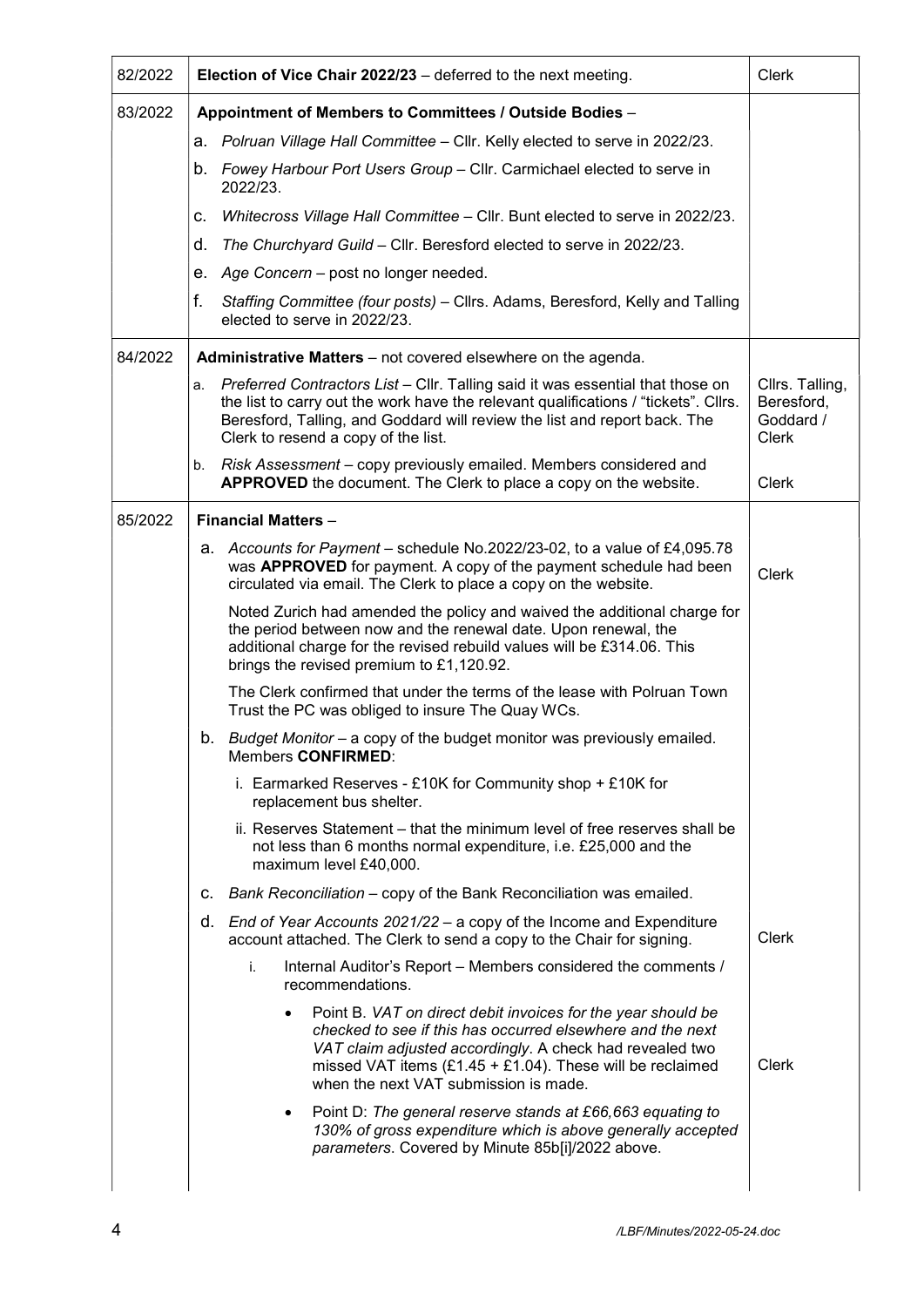| | | |
|---|---|---|
| 82/2022 | **Election of Vice Chair 2022/23** – deferred to the next meeting. | Clerk |
| 83/2022 | **Appointment of Members to Committees / Outside Bodies** –<br>a. *Polruan Village Hall Committee* – Cllr. Kelly elected to serve in 2022/23.<br>b. *Fowey Harbour Port Users Group* – Cllr. Carmichael elected to serve in 2022/23.<br>c. *Whitecross Village Hall Committee* – Cllr. Bunt elected to serve in 2022/23.<br>d. *The Churchyard Guild* – Cllr. Beresford elected to serve in 2022/23.<br>e. *Age Concern* – post no longer needed.<br>f. *Staffing Committee (four posts)* – Cllrs. Adams, Beresford, Kelly and Talling elected to serve in 2022/23. | |
| 84/2022 | **Administrative Matters** – not covered elsewhere on the agenda. | |
| | a. *Preferred Contractors List* – Cllr. Talling said it was essential that those on the list to carry out the work have the relevant qualifications / "tickets". Cllrs. Beresford, Talling, and Goddard will review the list and report back. The Clerk to resend a copy of the list. | Cllrs. Talling, Beresford, Goddard / Clerk |
| | b. *Risk Assessment* – copy previously emailed. Members considered and **APPROVED** the document. The Clerk to place a copy on the website. | Clerk |
| 85/2022 | **Financial Matters** – | |
| | a. *Accounts for Payment* – schedule No.2022/23-02, to a value of £4,095.78 was **APPROVED** for payment. A copy of the payment schedule had been circulated via email. The Clerk to place a copy on the website. | Clerk |
| | Noted Zurich had amended the policy and waived the additional charge for the period between now and the renewal date. Upon renewal, the additional charge for the revised rebuild values will be £314.06. This brings the revised premium to £1,120.92.<br><br>The Clerk confirmed that under the terms of the lease with Polruan Town Trust the PC was obliged to insure The Quay WCs. | |
| | b. *Budget Monitor* – a copy of the budget monitor was previously emailed. Members **CONFIRMED**:<br>i. Earmarked Reserves - £10K for Community shop + £10K for replacement bus shelter.<br>ii. Reserves Statement – that the minimum level of free reserves shall be not less than 6 months normal expenditure, i.e. £25,000 and the maximum level £40,000. | |
| | c. *Bank Reconciliation* – copy of the Bank Reconciliation was emailed. | |
| | d. *End of Year Accounts 2021/22* – a copy of the Income and Expenditure account attached. The Clerk to send a copy to the Chair for signing. | Clerk |
| | i. Internal Auditor's Report – Members considered the comments / recommendations.<br>• Point B. *VAT on direct debit invoices for the year should be checked to see if this has occurred elsewhere and the next VAT claim adjusted accordingly*. A check had revealed two missed VAT items (£1.45 + £1.04). These will be reclaimed when the next VAT submission is made. | Clerk |
| | • Point D: *The general reserve stands at £66,663 equating to 130% of gross expenditure which is above generally accepted parameters*. Covered by Minute 85b[i]/2022 above. | |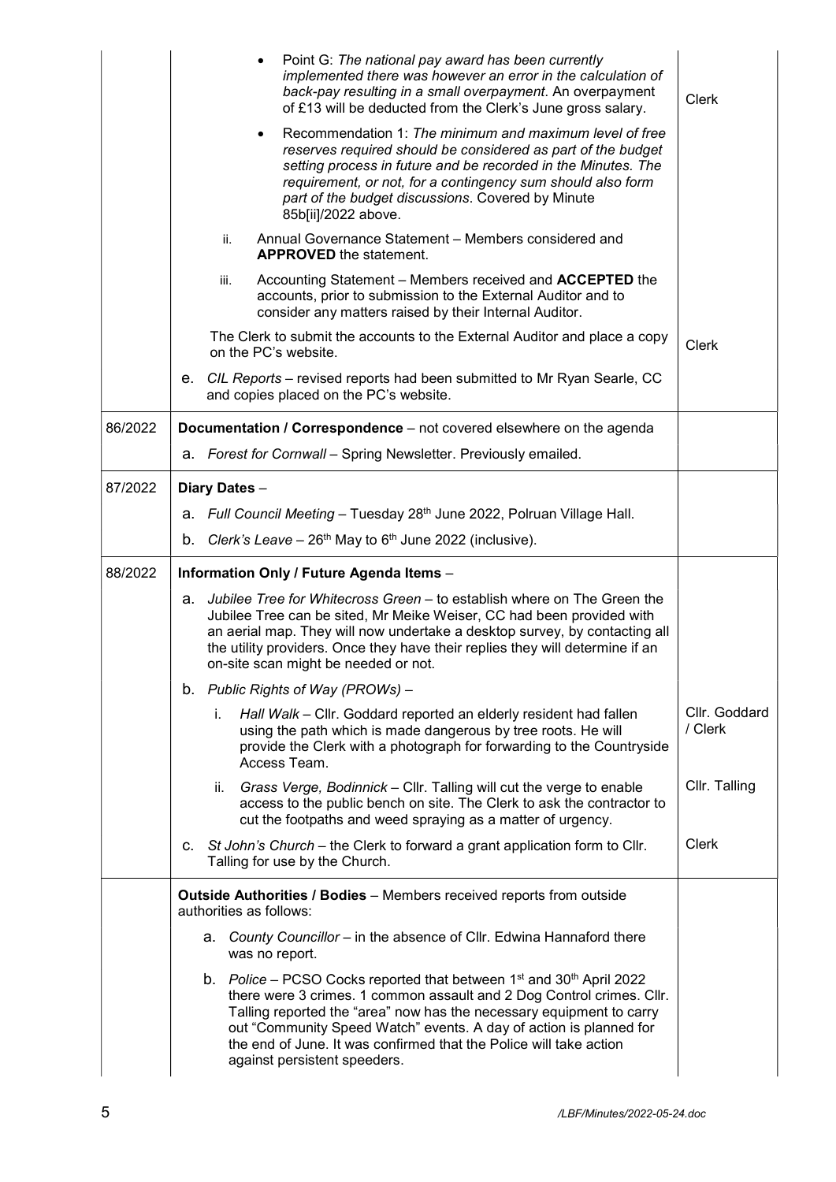| | | |
|---|---|---|
| | • Point G: *The national pay award has been currently implemented there was however an error in the calculation of back-pay resulting in a small overpayment*. An overpayment of £13 will be deducted from the Clerk's June gross salary. | Clerk |
| | • Recommendation 1: *The minimum and maximum level of free reserves required should be considered as part of the budget setting process in future and be recorded in the Minutes. The requirement, or not, for a contingency sum should also form part of the budget discussions*. Covered by Minute 85b[ii]/2022 above. | |
| | ii. Annual Governance Statement – Members considered and **APPROVED** the statement. | |
| | iii. Accounting Statement – Members received and **ACCEPTED** the accounts, prior to submission to the External Auditor and to consider any matters raised by their Internal Auditor. | |
| | The Clerk to submit the accounts to the External Auditor and place a copy on the PC's website. | Clerk |
| | e. *CIL Reports* – revised reports had been submitted to Mr Ryan Searle, CC and copies placed on the PC's website. | |
| 86/2022 | **Documentation / Correspondence** – not covered elsewhere on the agenda | |
| | a. *Forest for Cornwall* – Spring Newsletter. Previously emailed. | |
| 87/2022 | **Diary Dates** – | |
| | a. *Full Council Meeting* – Tuesday 28th June 2022, Polruan Village Hall. | |
| | b. *Clerk's Leave* – 26th May to 6th June 2022 (inclusive). | |
| 88/2022 | **Information Only / Future Agenda Items** – | |
| | a. *Jubilee Tree for Whitecross Green* – to establish where on The Green the Jubilee Tree can be sited, Mr Meike Weiser, CC had been provided with an aerial map. They will now undertake a desktop survey, by contacting all the utility providers. Once they have their replies they will determine if an on-site scan might be needed or not. | |
| | b. *Public Rights of Way (PROWs)* – | |
| | i. *Hall Walk* – Cllr. Goddard reported an elderly resident had fallen using the path which is made dangerous by tree roots. He will provide the Clerk with a photograph for forwarding to the Countryside Access Team. | Cllr. Goddard / Clerk |
| | ii. *Grass Verge, Bodinnick* – Cllr. Talling will cut the verge to enable access to the public bench on site. The Clerk to ask the contractor to cut the footpaths and weed spraying as a matter of urgency. | Cllr. Talling |
| | c. *St John's Church* – the Clerk to forward a grant application form to Cllr. Talling for use by the Church. | Clerk |
| | **Outside Authorities / Bodies** – Members received reports from outside authorities as follows: | |
| | a. *County Councillor* – in the absence of Cllr. Edwina Hannaford there was no report. | |
| | b. *Police* – PCSO Cocks reported that between 1st and 30th April 2022 there were 3 crimes. 1 common assault and 2 Dog Control crimes. Cllr. Talling reported the "area" now has the necessary equipment to carry out "Community Speed Watch" events. A day of action is planned for the end of June. It was confirmed that the Police will take action against persistent speeders. | |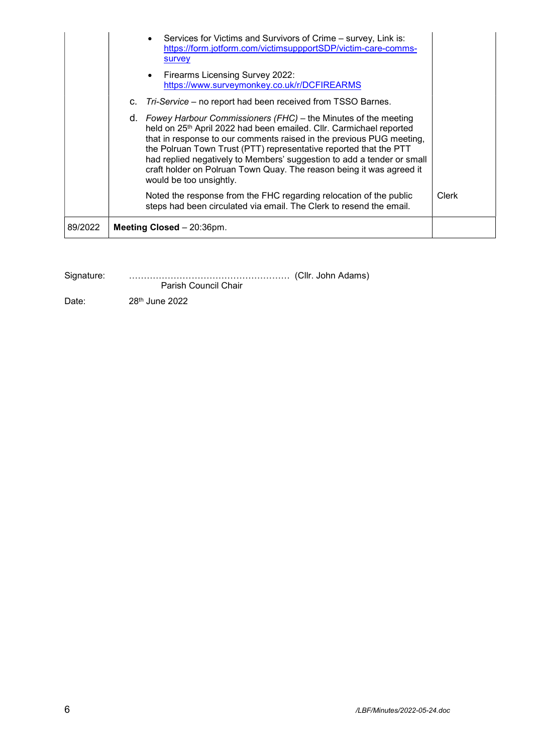| | | |
|---|---|---|
| | - Services for Victims and Survivors of Crime – survey, Link is: https://form.jotform.com/victimsuppportSDP/victim-care-comms-survey<br>- Firearms Licensing Survey 2022: https://www.surveymonkey.co.uk/r/DCFIREARMS<br><br>c. *Tri-Service* – no report had been received from TSSO Barnes.<br><br>d. *Fowey Harbour Commissioners (FHC)* – the Minutes of the meeting held on 25th April 2022 had been emailed. Cllr. Carmichael reported that in response to our comments raised in the previous PUG meeting, the Polruan Town Trust (PTT) representative reported that the PTT had replied negatively to Members' suggestion to add a tender or small craft holder on Polruan Town Quay. The reason being it was agreed it would be too unsightly. | |
| | Noted the response from the FHC regarding relocation of the public steps had been circulated via email. The Clerk to resend the email. | Clerk |
| 89/2022 | **Meeting Closed** – 20:36pm. | |

Signature: ……………………………………………… (Cllr. John Adams)
Parish Council Chair

Date: 28th June 2022

/LBF/Minutes/2022-05-24.doc